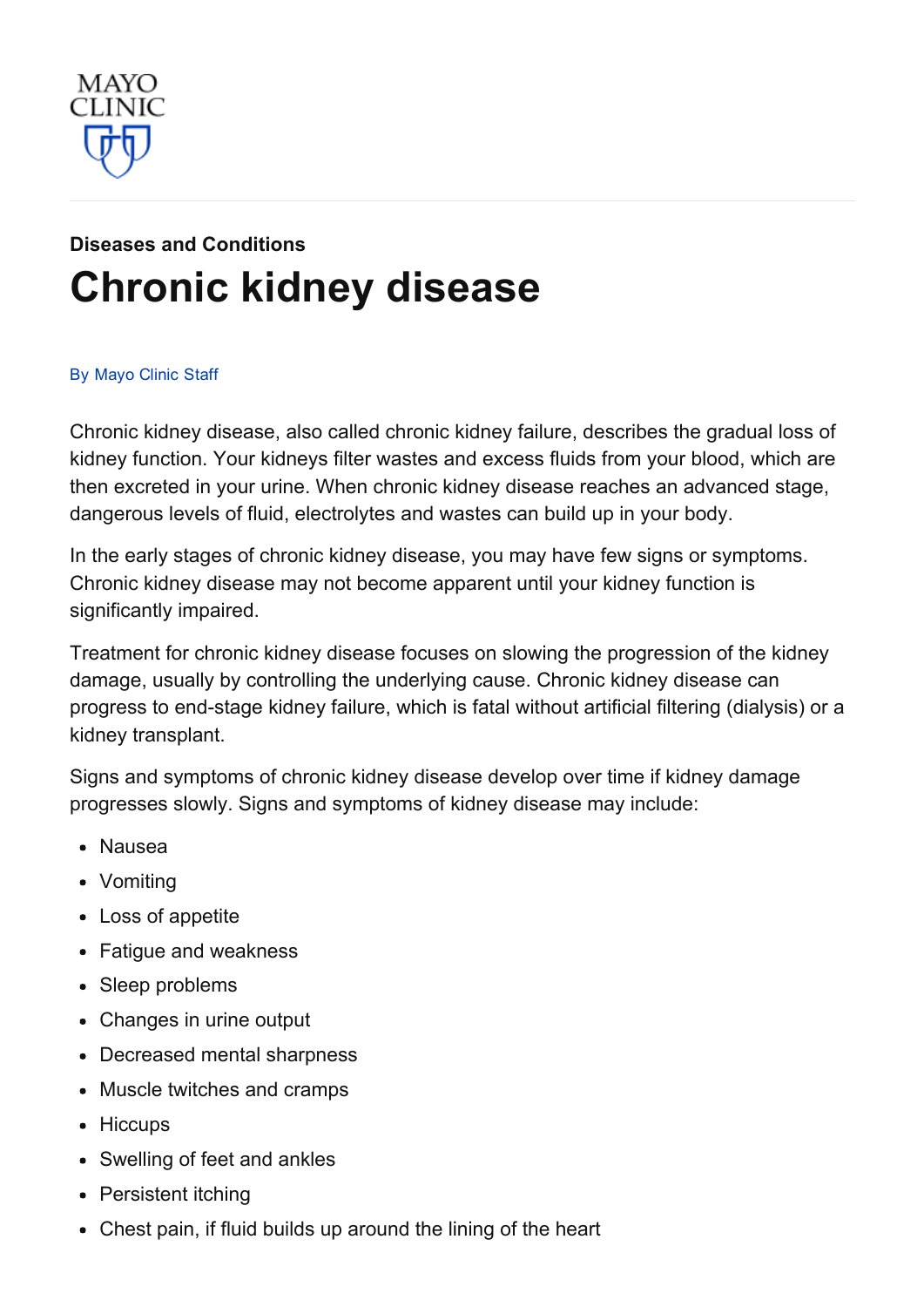MAYO CLINIC

**Diseases and Conditions**

# Chronic kidney disease

By Mayo Clinic Staff

Chronic kidney disease, also called chronic kidney failure, describes the gradual loss of kidney function. Your kidneys filter wastes and excess fluids from your blood, which are then excreted in your urine. When chronic kidney disease reaches an advanced stage, dangerous levels of fluid, electrolytes and wastes can build up in your body.

In the early stages of chronic kidney disease, you may have few signs or symptoms. Chronic kidney disease may not become apparent until your kidney function is significantly impaired.

Treatment for chronic kidney disease focuses on slowing the progression of the kidney damage, usually by controlling the underlying cause. Chronic kidney disease can progress to end-stage kidney failure, which is fatal without artificial filtering (dialysis) or a kidney transplant.

Signs and symptoms of chronic kidney disease develop over time if kidney damage progresses slowly. Signs and symptoms of kidney disease may include:

- Nausea
- Vomiting
- Loss of appetite
- Fatigue and weakness
- Sleep problems
- Changes in urine output
- Decreased mental sharpness
- Muscle twitches and cramps
- Hiccups
- Swelling of feet and ankles
- Persistent itching
- Chest pain, if fluid builds up around the lining of the heart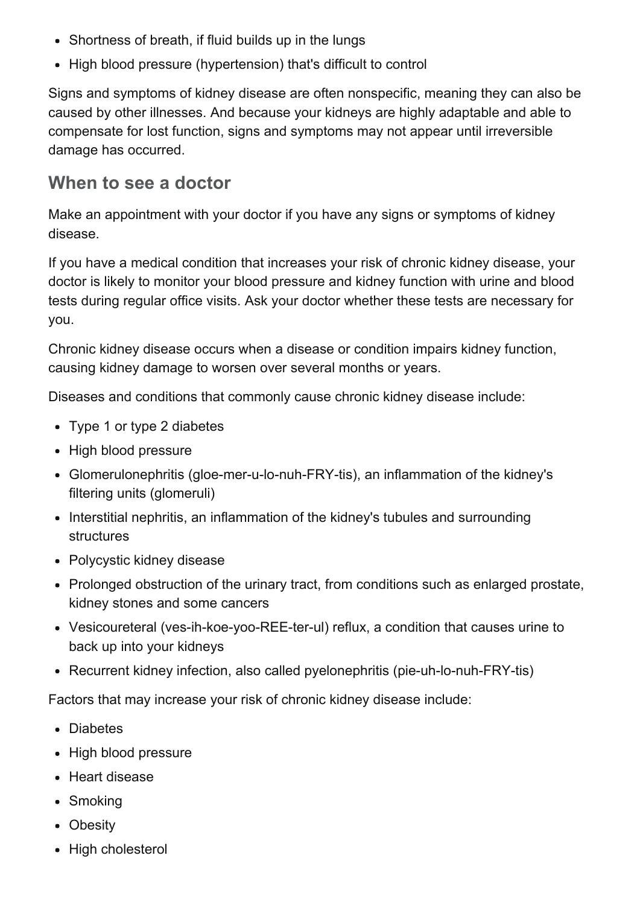- Shortness of breath, if fluid builds up in the lungs
- High blood pressure (hypertension) that's difficult to control

Signs and symptoms of kidney disease are often nonspecific, meaning they can also be caused by other illnesses. And because your kidneys are highly adaptable and able to compensate for lost function, signs and symptoms may not appear until irreversible damage has occurred.

## When to see a doctor

Make an appointment with your doctor if you have any signs or symptoms of kidney disease.

If you have a medical condition that increases your risk of chronic kidney disease, your doctor is likely to monitor your blood pressure and kidney function with urine and blood tests during regular office visits. Ask your doctor whether these tests are necessary for you.

Chronic kidney disease occurs when a disease or condition impairs kidney function, causing kidney damage to worsen over several months or years.

Diseases and conditions that commonly cause chronic kidney disease include:

- Type 1 or type 2 diabetes
- High blood pressure
- Glomerulonephritis (gloe-mer-u-lo-nuh-FRY-tis), an inflammation of the kidney's filtering units (glomeruli)
- Interstitial nephritis, an inflammation of the kidney's tubules and surrounding structures
- Polycystic kidney disease
- Prolonged obstruction of the urinary tract, from conditions such as enlarged prostate, kidney stones and some cancers
- Vesicoureteral (ves-ih-koe-yoo-REE-ter-ul) reflux, a condition that causes urine to back up into your kidneys
- Recurrent kidney infection, also called pyelonephritis (pie-uh-lo-nuh-FRY-tis)

Factors that may increase your risk of chronic kidney disease include:

- Diabetes
- High blood pressure
- Heart disease
- Smoking
- Obesity
- High cholesterol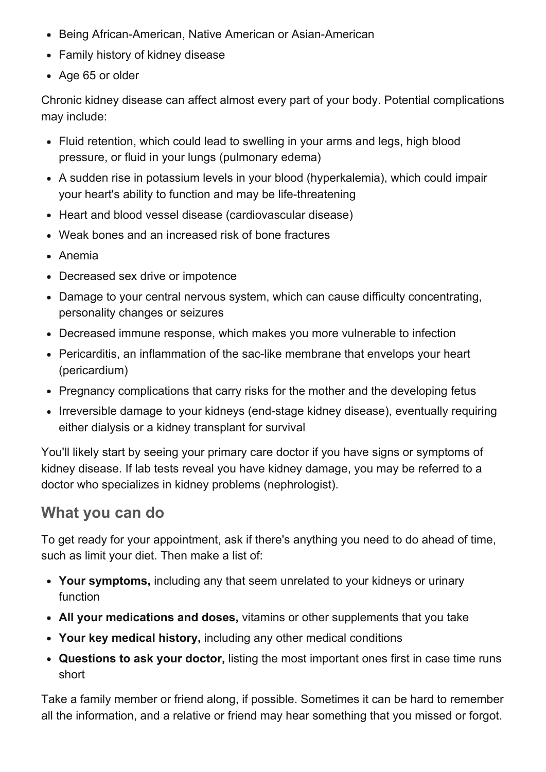- Being African-American, Native American or Asian-American
- Family history of kidney disease
- Age 65 or older

Chronic kidney disease can affect almost every part of your body. Potential complications may include:

- Fluid retention, which could lead to swelling in your arms and legs, high blood pressure, or fluid in your lungs (pulmonary edema)
- A sudden rise in potassium levels in your blood (hyperkalemia), which could impair your heart's ability to function and may be life-threatening
- Heart and blood vessel disease (cardiovascular disease)
- Weak bones and an increased risk of bone fractures
- Anemia
- Decreased sex drive or impotence
- Damage to your central nervous system, which can cause difficulty concentrating, personality changes or seizures
- Decreased immune response, which makes you more vulnerable to infection
- Pericarditis, an inflammation of the sac-like membrane that envelops your heart (pericardium)
- Pregnancy complications that carry risks for the mother and the developing fetus
- Irreversible damage to your kidneys (end-stage kidney disease), eventually requiring either dialysis or a kidney transplant for survival

You'll likely start by seeing your primary care doctor if you have signs or symptoms of kidney disease. If lab tests reveal you have kidney damage, you may be referred to a doctor who specializes in kidney problems (nephrologist).

## What you can do

To get ready for your appointment, ask if there's anything you need to do ahead of time, such as limit your diet. Then make a list of:

- **Your symptoms,** including any that seem unrelated to your kidneys or urinary function
- **All your medications and doses,** vitamins or other supplements that you take
- **Your key medical history,** including any other medical conditions
- **Questions to ask your doctor,** listing the most important ones first in case time runs short

Take a family member or friend along, if possible. Sometimes it can be hard to remember all the information, and a relative or friend may hear something that you missed or forgot.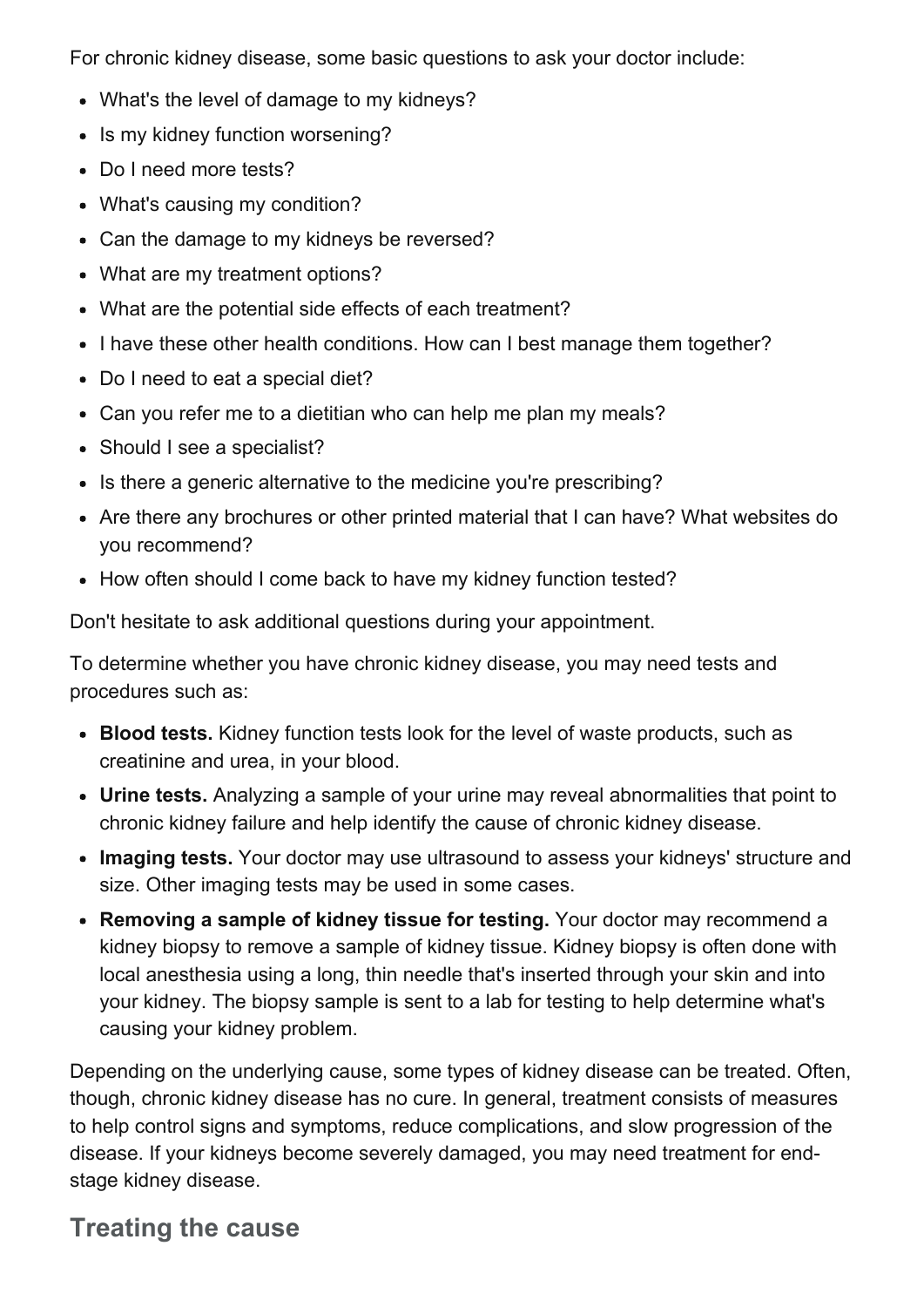For chronic kidney disease, some basic questions to ask your doctor include:

- What's the level of damage to my kidneys?
- Is my kidney function worsening?
- Do I need more tests?
- What's causing my condition?
- Can the damage to my kidneys be reversed?
- What are my treatment options?
- What are the potential side effects of each treatment?
- I have these other health conditions. How can I best manage them together?
- Do I need to eat a special diet?
- Can you refer me to a dietitian who can help me plan my meals?
- Should I see a specialist?
- Is there a generic alternative to the medicine you're prescribing?
- Are there any brochures or other printed material that I can have? What websites do you recommend?
- How often should I come back to have my kidney function tested?

Don't hesitate to ask additional questions during your appointment.

To determine whether you have chronic kidney disease, you may need tests and procedures such as:

- **Blood tests.** Kidney function tests look for the level of waste products, such as creatinine and urea, in your blood.
- **Urine tests.** Analyzing a sample of your urine may reveal abnormalities that point to chronic kidney failure and help identify the cause of chronic kidney disease.
- **Imaging tests.** Your doctor may use ultrasound to assess your kidneys' structure and size. Other imaging tests may be used in some cases.
- **Removing a sample of kidney tissue for testing.** Your doctor may recommend a kidney biopsy to remove a sample of kidney tissue. Kidney biopsy is often done with local anesthesia using a long, thin needle that's inserted through your skin and into your kidney. The biopsy sample is sent to a lab for testing to help determine what's causing your kidney problem.

Depending on the underlying cause, some types of kidney disease can be treated. Often, though, chronic kidney disease has no cure. In general, treatment consists of measures to help control signs and symptoms, reduce complications, and slow progression of the disease. If your kidneys become severely damaged, you may need treatment for end-stage kidney disease.

## Treating the cause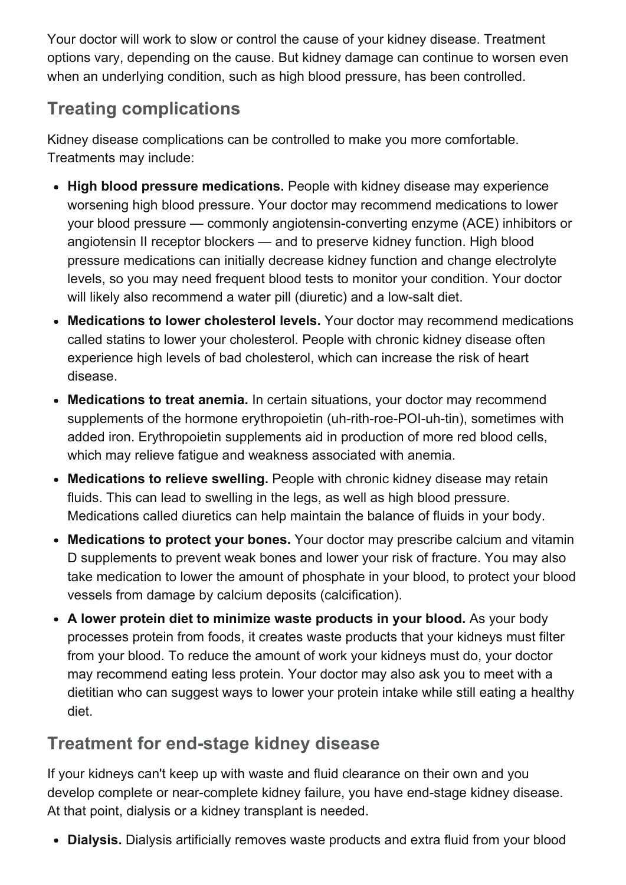Your doctor will work to slow or control the cause of your kidney disease. Treatment options vary, depending on the cause. But kidney damage can continue to worsen even when an underlying condition, such as high blood pressure, has been controlled.

## Treating complications

Kidney disease complications can be controlled to make you more comfortable. Treatments may include:

- **High blood pressure medications.** People with kidney disease may experience worsening high blood pressure. Your doctor may recommend medications to lower your blood pressure — commonly angiotensin-converting enzyme (ACE) inhibitors or angiotensin II receptor blockers — and to preserve kidney function. High blood pressure medications can initially decrease kidney function and change electrolyte levels, so you may need frequent blood tests to monitor your condition. Your doctor will likely also recommend a water pill (diuretic) and a low-salt diet.
- **Medications to lower cholesterol levels.** Your doctor may recommend medications called statins to lower your cholesterol. People with chronic kidney disease often experience high levels of bad cholesterol, which can increase the risk of heart disease.
- **Medications to treat anemia.** In certain situations, your doctor may recommend supplements of the hormone erythropoietin (uh-rith-roe-POI-uh-tin), sometimes with added iron. Erythropoietin supplements aid in production of more red blood cells, which may relieve fatigue and weakness associated with anemia.
- **Medications to relieve swelling.** People with chronic kidney disease may retain fluids. This can lead to swelling in the legs, as well as high blood pressure. Medications called diuretics can help maintain the balance of fluids in your body.
- **Medications to protect your bones.** Your doctor may prescribe calcium and vitamin D supplements to prevent weak bones and lower your risk of fracture. You may also take medication to lower the amount of phosphate in your blood, to protect your blood vessels from damage by calcium deposits (calcification).
- **A lower protein diet to minimize waste products in your blood.** As your body processes protein from foods, it creates waste products that your kidneys must filter from your blood. To reduce the amount of work your kidneys must do, your doctor may recommend eating less protein. Your doctor may also ask you to meet with a dietitian who can suggest ways to lower your protein intake while still eating a healthy diet.

## Treatment for end-stage kidney disease

If your kidneys can't keep up with waste and fluid clearance on their own and you develop complete or near-complete kidney failure, you have end-stage kidney disease. At that point, dialysis or a kidney transplant is needed.

- **Dialysis.** Dialysis artificially removes waste products and extra fluid from your blood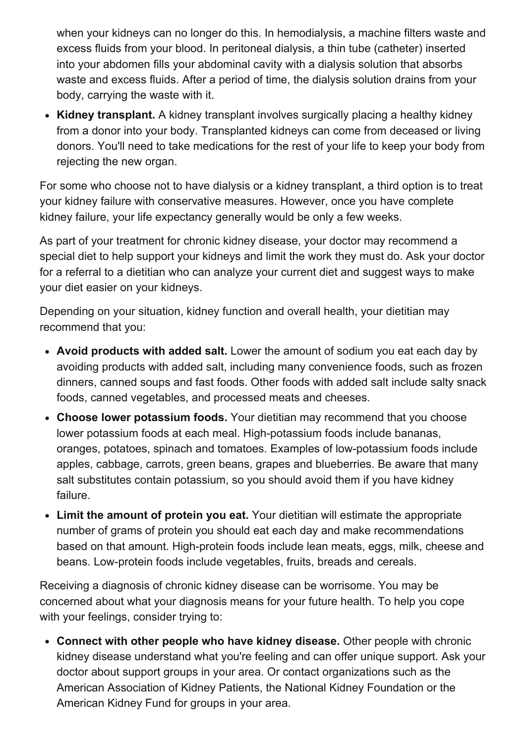when your kidneys can no longer do this. In hemodialysis, a machine filters waste and excess fluids from your blood. In peritoneal dialysis, a thin tube (catheter) inserted into your abdomen fills your abdominal cavity with a dialysis solution that absorbs waste and excess fluids. After a period of time, the dialysis solution drains from your body, carrying the waste with it.

- **Kidney transplant.** A kidney transplant involves surgically placing a healthy kidney from a donor into your body. Transplanted kidneys can come from deceased or living donors. You'll need to take medications for the rest of your life to keep your body from rejecting the new organ.

For some who choose not to have dialysis or a kidney transplant, a third option is to treat your kidney failure with conservative measures. However, once you have complete kidney failure, your life expectancy generally would be only a few weeks.

As part of your treatment for chronic kidney disease, your doctor may recommend a special diet to help support your kidneys and limit the work they must do. Ask your doctor for a referral to a dietitian who can analyze your current diet and suggest ways to make your diet easier on your kidneys.

Depending on your situation, kidney function and overall health, your dietitian may recommend that you:

- **Avoid products with added salt.** Lower the amount of sodium you eat each day by avoiding products with added salt, including many convenience foods, such as frozen dinners, canned soups and fast foods. Other foods with added salt include salty snack foods, canned vegetables, and processed meats and cheeses.
- **Choose lower potassium foods.** Your dietitian may recommend that you choose lower potassium foods at each meal. High-potassium foods include bananas, oranges, potatoes, spinach and tomatoes. Examples of low-potassium foods include apples, cabbage, carrots, green beans, grapes and blueberries. Be aware that many salt substitutes contain potassium, so you should avoid them if you have kidney failure.
- **Limit the amount of protein you eat.** Your dietitian will estimate the appropriate number of grams of protein you should eat each day and make recommendations based on that amount. High-protein foods include lean meats, eggs, milk, cheese and beans. Low-protein foods include vegetables, fruits, breads and cereals.

Receiving a diagnosis of chronic kidney disease can be worrisome. You may be concerned about what your diagnosis means for your future health. To help you cope with your feelings, consider trying to:

- **Connect with other people who have kidney disease.** Other people with chronic kidney disease understand what you're feeling and can offer unique support. Ask your doctor about support groups in your area. Or contact organizations such as the American Association of Kidney Patients, the National Kidney Foundation or the American Kidney Fund for groups in your area.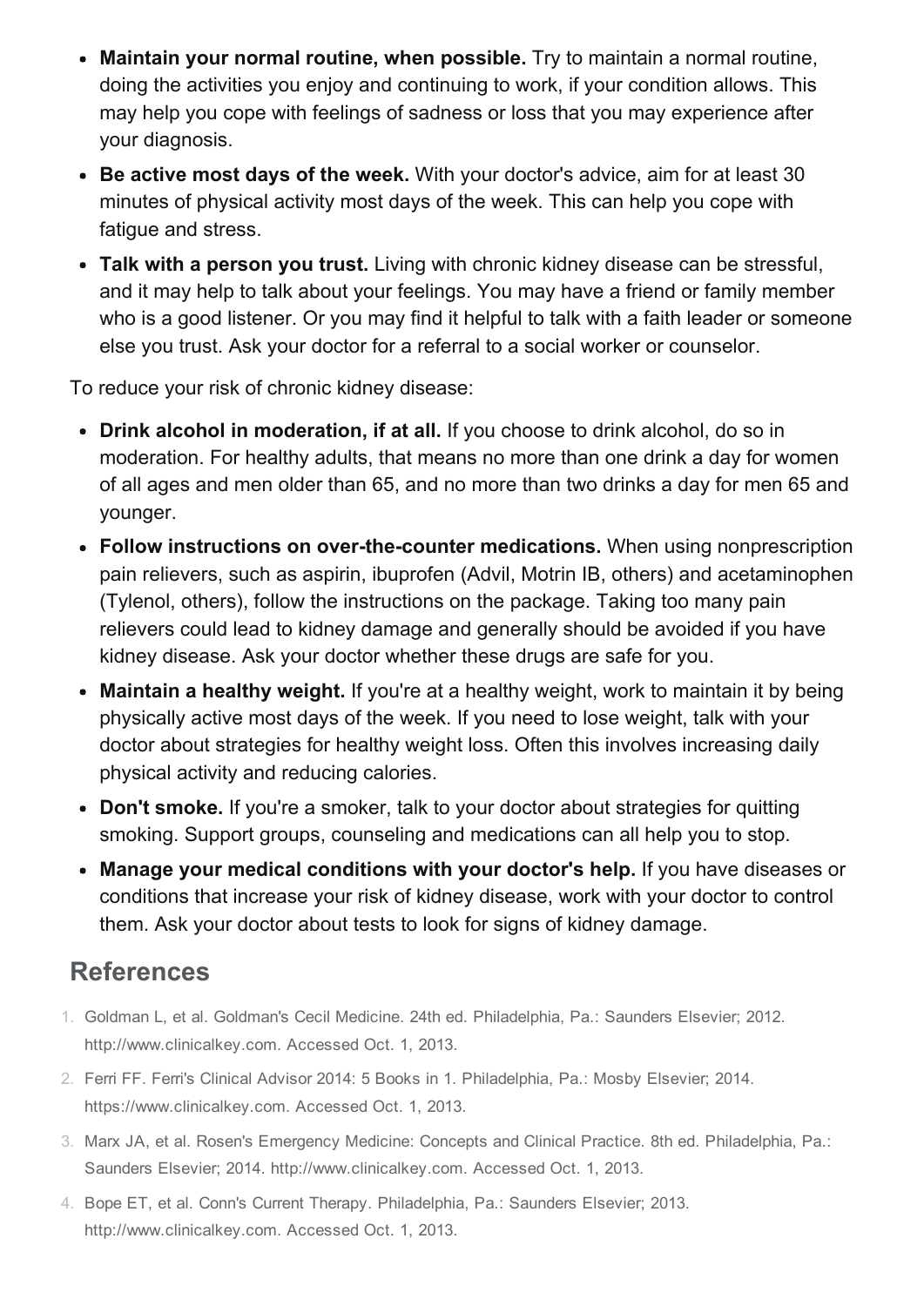- **Maintain your normal routine, when possible.** Try to maintain a normal routine, doing the activities you enjoy and continuing to work, if your condition allows. This may help you cope with feelings of sadness or loss that you may experience after your diagnosis.
- **Be active most days of the week.** With your doctor's advice, aim for at least 30 minutes of physical activity most days of the week. This can help you cope with fatigue and stress.
- **Talk with a person you trust.** Living with chronic kidney disease can be stressful, and it may help to talk about your feelings. You may have a friend or family member who is a good listener. Or you may find it helpful to talk with a faith leader or someone else you trust. Ask your doctor for a referral to a social worker or counselor.

To reduce your risk of chronic kidney disease:

- **Drink alcohol in moderation, if at all.** If you choose to drink alcohol, do so in moderation. For healthy adults, that means no more than one drink a day for women of all ages and men older than 65, and no more than two drinks a day for men 65 and younger.
- **Follow instructions on over-the-counter medications.** When using nonprescription pain relievers, such as aspirin, ibuprofen (Advil, Motrin IB, others) and acetaminophen (Tylenol, others), follow the instructions on the package. Taking too many pain relievers could lead to kidney damage and generally should be avoided if you have kidney disease. Ask your doctor whether these drugs are safe for you.
- **Maintain a healthy weight.** If you're at a healthy weight, work to maintain it by being physically active most days of the week. If you need to lose weight, talk with your doctor about strategies for healthy weight loss. Often this involves increasing daily physical activity and reducing calories.
- **Don't smoke.** If you're a smoker, talk to your doctor about strategies for quitting smoking. Support groups, counseling and medications can all help you to stop.
- **Manage your medical conditions with your doctor's help.** If you have diseases or conditions that increase your risk of kidney disease, work with your doctor to control them. Ask your doctor about tests to look for signs of kidney damage.

## References

1. Goldman L, et al. Goldman's Cecil Medicine. 24th ed. Philadelphia, Pa.: Saunders Elsevier; 2012. http://www.clinicalkey.com. Accessed Oct. 1, 2013.
2. Ferri FF. Ferri's Clinical Advisor 2014: 5 Books in 1. Philadelphia, Pa.: Mosby Elsevier; 2014. https://www.clinicalkey.com. Accessed Oct. 1, 2013.
3. Marx JA, et al. Rosen's Emergency Medicine: Concepts and Clinical Practice. 8th ed. Philadelphia, Pa.: Saunders Elsevier; 2014. http://www.clinicalkey.com. Accessed Oct. 1, 2013.
4. Bope ET, et al. Conn's Current Therapy. Philadelphia, Pa.: Saunders Elsevier; 2013. http://www.clinicalkey.com. Accessed Oct. 1, 2013.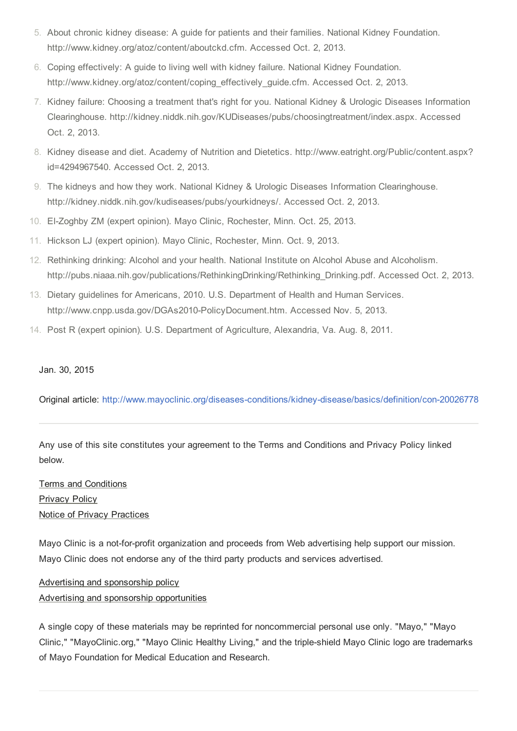5. About chronic kidney disease: A guide for patients and their families. National Kidney Foundation. http://www.kidney.org/atoz/content/aboutckd.cfm. Accessed Oct. 2, 2013.
6. Coping effectively: A guide to living well with kidney failure. National Kidney Foundation. http://www.kidney.org/atoz/content/coping_effectively_guide.cfm. Accessed Oct. 2, 2013.
7. Kidney failure: Choosing a treatment that's right for you. National Kidney & Urologic Diseases Information Clearinghouse. http://kidney.niddk.nih.gov/KUDiseases/pubs/choosingtreatment/index.aspx. Accessed Oct. 2, 2013.
8. Kidney disease and diet. Academy of Nutrition and Dietetics. http://www.eatright.org/Public/content.aspx?id=4294967540. Accessed Oct. 2, 2013.
9. The kidneys and how they work. National Kidney & Urologic Diseases Information Clearinghouse. http://kidney.niddk.nih.gov/kudiseases/pubs/yourkidneys/. Accessed Oct. 2, 2013.
10. El-Zoghby ZM (expert opinion). Mayo Clinic, Rochester, Minn. Oct. 25, 2013.
11. Hickson LJ (expert opinion). Mayo Clinic, Rochester, Minn. Oct. 9, 2013.
12. Rethinking drinking: Alcohol and your health. National Institute on Alcohol Abuse and Alcoholism. http://pubs.niaaa.nih.gov/publications/RethinkingDrinking/Rethinking_Drinking.pdf. Accessed Oct. 2, 2013.
13. Dietary guidelines for Americans, 2010. U.S. Department of Health and Human Services. http://www.cnpp.usda.gov/DGAs2010-PolicyDocument.htm. Accessed Nov. 5, 2013.
14. Post R (expert opinion). U.S. Department of Agriculture, Alexandria, Va. Aug. 8, 2011.

Jan. 30, 2015

Original article: http://www.mayoclinic.org/diseases-conditions/kidney-disease/basics/definition/con-20026778

---

Any use of this site constitutes your agreement to the Terms and Conditions and Privacy Policy linked below.

Terms and Conditions
Privacy Policy
Notice of Privacy Practices

Mayo Clinic is a not-for-profit organization and proceeds from Web advertising help support our mission. Mayo Clinic does not endorse any of the third party products and services advertised.

Advertising and sponsorship policy
Advertising and sponsorship opportunities

A single copy of these materials may be reprinted for noncommercial personal use only. "Mayo," "Mayo Clinic," "MayoClinic.org," "Mayo Clinic Healthy Living," and the triple-shield Mayo Clinic logo are trademarks of Mayo Foundation for Medical Education and Research.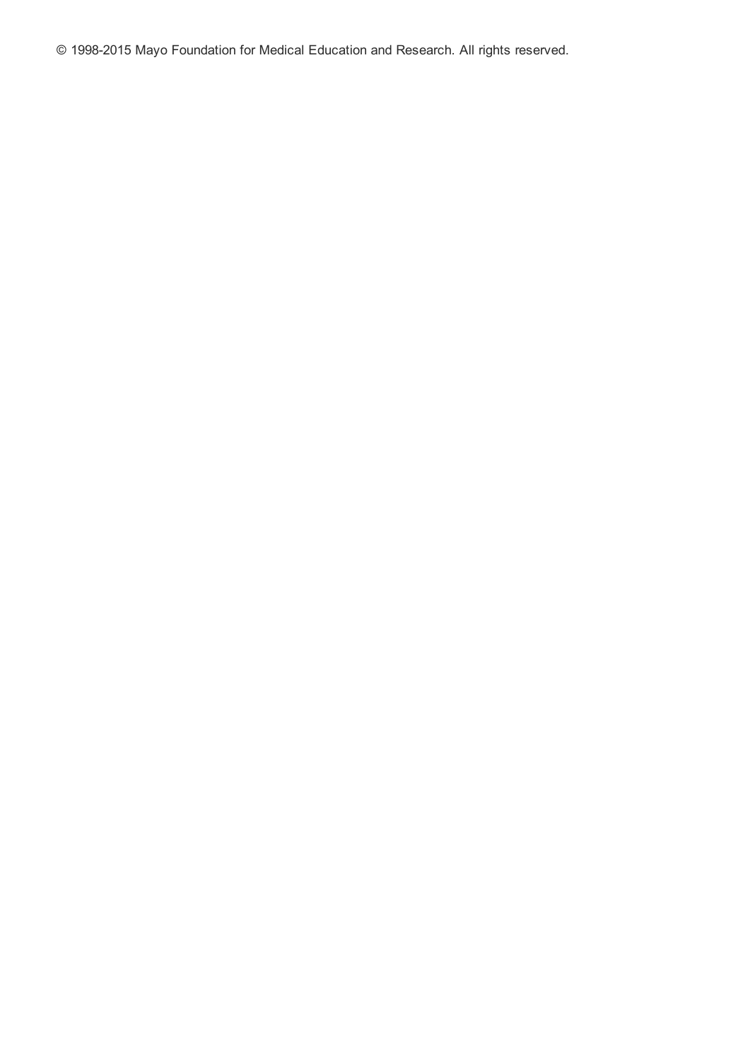© 1998-2015 Mayo Foundation for Medical Education and Research. All rights reserved.